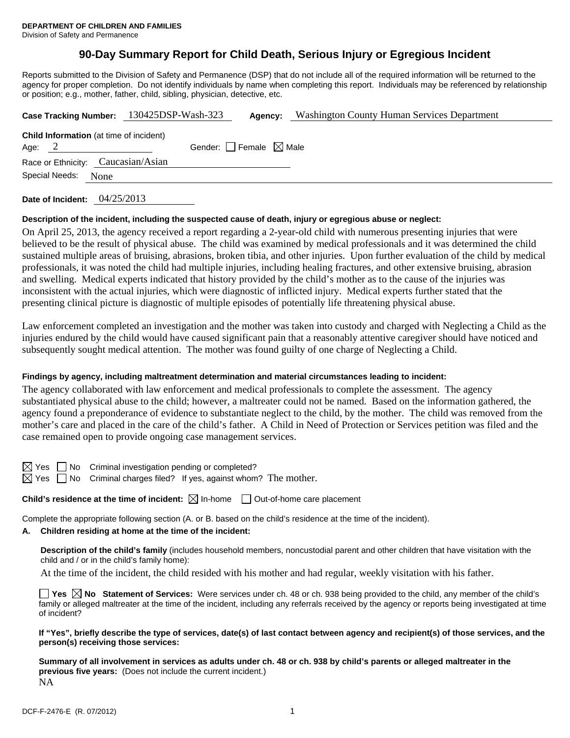**DEPARTMENT OF CHILDREN AND FAMILIES**
Division of Safety and Permanence

# 90-Day Summary Report for Child Death, Serious Injury or Egregious Incident

Reports submitted to the Division of Safety and Permanence (DSP) that do not include all of the required information will be returned to the agency for proper completion. Do not identify individuals by name when completing this report. Individuals may be referenced by relationship or position; e.g., mother, father, child, sibling, physician, detective, etc.

**Case Tracking Number:** 130425DSP-Wash-323 **Agency:** Washington County Human Services Department

**Child Information** (at time of incident)
Age: 2 Gender: ☐ Female ☒ Male
Race or Ethnicity: Caucasian/Asian
Special Needs: None

**Date of Incident:** 04/25/2013

**Description of the incident, including the suspected cause of death, injury or egregious abuse or neglect:**

On April 25, 2013, the agency received a report regarding a 2-year-old child with numerous presenting injuries that were believed to be the result of physical abuse. The child was examined by medical professionals and it was determined the child sustained multiple areas of bruising, abrasions, broken tibia, and other injuries. Upon further evaluation of the child by medical professionals, it was noted the child had multiple injuries, including healing fractures, and other extensive bruising, abrasion and swelling. Medical experts indicated that history provided by the child's mother as to the cause of the injuries was inconsistent with the actual injuries, which were diagnostic of inflicted injury. Medical experts further stated that the presenting clinical picture is diagnostic of multiple episodes of potentially life threatening physical abuse.

Law enforcement completed an investigation and the mother was taken into custody and charged with Neglecting a Child as the injuries endured by the child would have caused significant pain that a reasonably attentive caregiver should have noticed and subsequently sought medical attention. The mother was found guilty of one charge of Neglecting a Child.

**Findings by agency, including maltreatment determination and material circumstances leading to incident:**

The agency collaborated with law enforcement and medical professionals to complete the assessment. The agency substantiated physical abuse to the child; however, a maltreater could not be named. Based on the information gathered, the agency found a preponderance of evidence to substantiate neglect to the child, by the mother. The child was removed from the mother's care and placed in the care of the child's father. A Child in Need of Protection or Services petition was filed and the case remained open to provide ongoing case management services.

☒ Yes ☐ No Criminal investigation pending or completed?
☒ Yes ☐ No Criminal charges filed? If yes, against whom? The mother.

**Child's residence at the time of incident:** ☒ In-home ☐ Out-of-home care placement

Complete the appropriate following section (A. or B. based on the child's residence at the time of the incident).

**A. Children residing at home at the time of the incident:**

**Description of the child's family** (includes household members, noncustodial parent and other children that have visitation with the child and / or in the child's family home):

At the time of the incident, the child resided with his mother and had regular, weekly visitation with his father.

☐ **Yes** ☒ **No** **Statement of Services:** Were services under ch. 48 or ch. 938 being provided to the child, any member of the child's family or alleged maltreater at the time of the incident, including any referrals received by the agency or reports being investigated at time of incident?

**If "Yes", briefly describe the type of services, date(s) of last contact between agency and recipient(s) of those services, and the person(s) receiving those services:**

**Summary of all involvement in services as adults under ch. 48 or ch. 938 by child's parents or alleged maltreater in the previous five years:** (Does not include the current incident.)
NA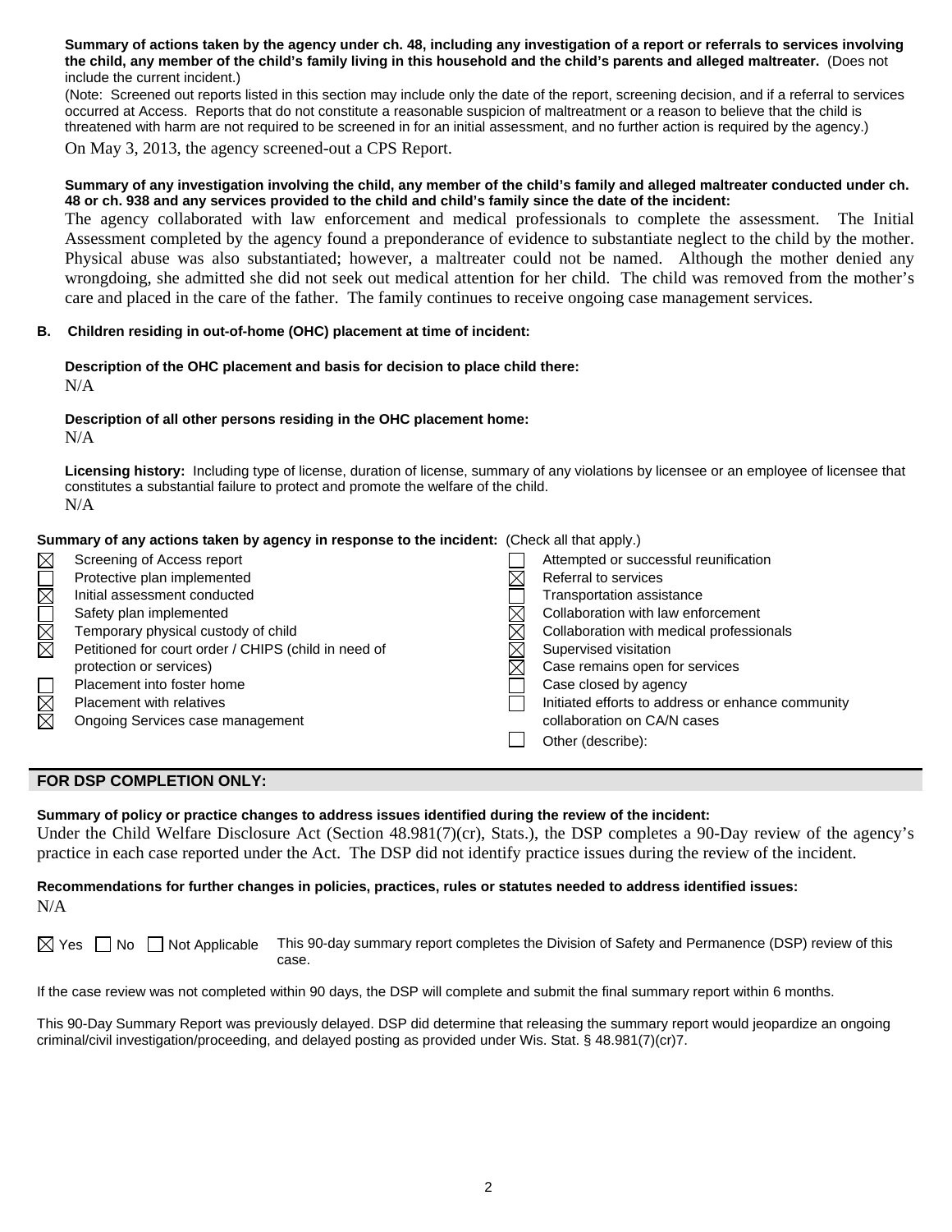**Summary of actions taken by the agency under ch. 48, including any investigation of a report or referrals to services involving the child, any member of the child's family living in this household and the child's parents and alleged maltreater.** (Does not include the current incident.)

(Note: Screened out reports listed in this section may include only the date of the report, screening decision, and if a referral to services occurred at Access. Reports that do not constitute a reasonable suspicion of maltreatment or a reason to believe that the child is threatened with harm are not required to be screened in for an initial assessment, and no further action is required by the agency.)

On May 3, 2013, the agency screened-out a CPS Report.

**Summary of any investigation involving the child, any member of the child's family and alleged maltreater conducted under ch. 48 or ch. 938 and any services provided to the child and child's family since the date of the incident:**

The agency collaborated with law enforcement and medical professionals to complete the assessment. The Initial Assessment completed by the agency found a preponderance of evidence to substantiate neglect to the child by the mother. Physical abuse was also substantiated; however, a maltreater could not be named. Although the mother denied any wrongdoing, she admitted she did not seek out medical attention for her child. The child was removed from the mother's care and placed in the care of the father. The family continues to receive ongoing case management services.

**B. Children residing in out-of-home (OHC) placement at time of incident:**

**Description of the OHC placement and basis for decision to place child there:**

N/A

**Description of all other persons residing in the OHC placement home:**

N/A

**Licensing history:** Including type of license, duration of license, summary of any violations by licensee or an employee of licensee that constitutes a substantial failure to protect and promote the welfare of the child.

N/A

**Summary of any actions taken by agency in response to the incident:** (Check all that apply.)

- ☒ Screening of Access report
- ☐ Protective plan implemented
- ☒ Initial assessment conducted
- ☐ Safety plan implemented
- ☒ Temporary physical custody of child
- ☒ Petitioned for court order / CHIPS (child in need of protection or services)
- ☐ Placement into foster home
- ☒ Placement with relatives
- ☒ Ongoing Services case management
- ☐ Attempted or successful reunification
- ☒ Referral to services
- ☐ Transportation assistance
- ☒ Collaboration with law enforcement
- ☒ Collaboration with medical professionals
- ☒ Supervised visitation
- ☒ Case remains open for services
- ☐ Case closed by agency
- ☐ Initiated efforts to address or enhance community collaboration on CA/N cases
- ☐ Other (describe):

## FOR DSP COMPLETION ONLY:

**Summary of policy or practice changes to address issues identified during the review of the incident:**

Under the Child Welfare Disclosure Act (Section 48.981(7)(cr), Stats.), the DSP completes a 90-Day review of the agency's practice in each case reported under the Act. The DSP did not identify practice issues during the review of the incident.

**Recommendations for further changes in policies, practices, rules or statutes needed to address identified issues:**

N/A

☒ Yes ☐ No ☐ Not Applicable This 90-day summary report completes the Division of Safety and Permanence (DSP) review of this case.

If the case review was not completed within 90 days, the DSP will complete and submit the final summary report within 6 months.

This 90-Day Summary Report was previously delayed. DSP did determine that releasing the summary report would jeopardize an ongoing criminal/civil investigation/proceeding, and delayed posting as provided under Wis. Stat. § 48.981(7)(cr)7.